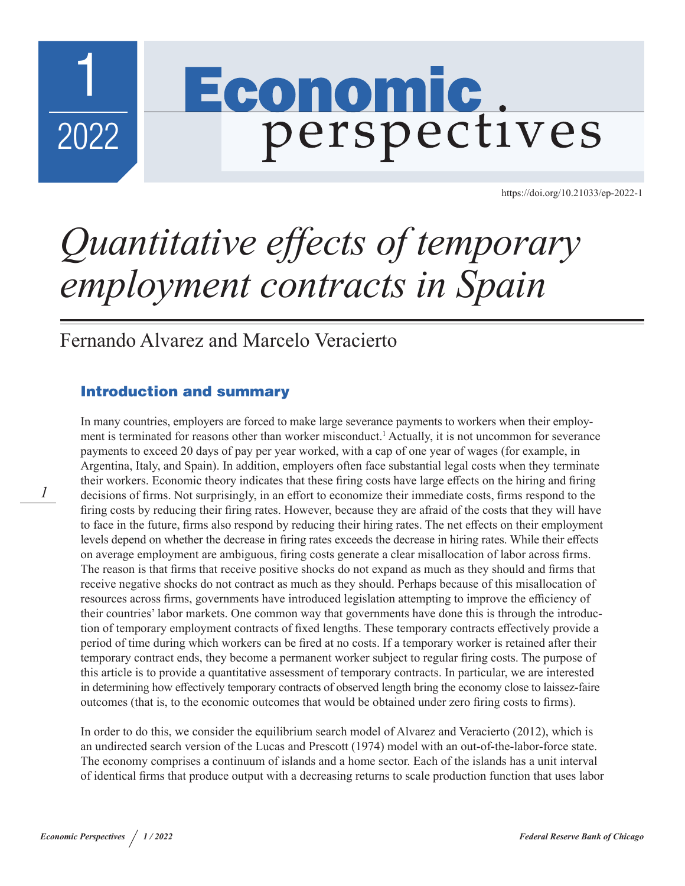# Quantitative effects of temporary employment contracts in Spain

Fernando Alvarez and Marcelo Veracierto

https://doi.org/10.21033/ep-2022-1

## Introduction and summary

In many countries, employers are forced to make large severance payments to workers when their employment is terminated for reasons other than worker misconduct.[1] Actually, it is not uncommon for severance payments to exceed 20 days of pay per year worked, with a cap of one year of wages (for example, in Argentina, Italy, and Spain). In addition, employers often face substantial legal costs when they terminate their workers. Economic theory indicates that these firing costs have large effects on the hiring and firing decisions of firms. Not surprisingly, in an effort to economize their immediate costs, firms respond to the firing costs by reducing their firing rates. However, because they are afraid of the costs that they will have to face in the future, firms also respond by reducing their hiring rates. The net effects on their employment levels depend on whether the decrease in firing rates exceeds the decrease in hiring rates. While their effects on average employment are ambiguous, firing costs generate a clear misallocation of labor across firms. The reason is that firms that receive positive shocks do not expand as much as they should and firms that receive negative shocks do not contract as much as they should. Perhaps because of this misallocation of resources across firms, governments have introduced legislation attempting to improve the efficiency of their countries' labor markets. One common way that governments have done this is through the introduction of temporary employment contracts of fixed lengths. These temporary contracts effectively provide a period of time during which workers can be fired at no costs. If a temporary worker is retained after their temporary contract ends, they become a permanent worker subject to regular firing costs. The purpose of this article is to provide a quantitative assessment of temporary contracts. In particular, we are interested in determining how effectively temporary contracts of observed length bring the economy close to laissez-faire outcomes (that is, to the economic outcomes that would be obtained under zero firing costs to firms).

In order to do this, we consider the equilibrium search model of Alvarez and Veracierto (2012), which is an undirected search version of the Lucas and Prescott (1974) model with an out-of-the-labor-force state. The economy comprises a continuum of islands and a home sector. Each of the islands has a unit interval of identical firms that produce output with a decreasing returns to scale production function that uses labor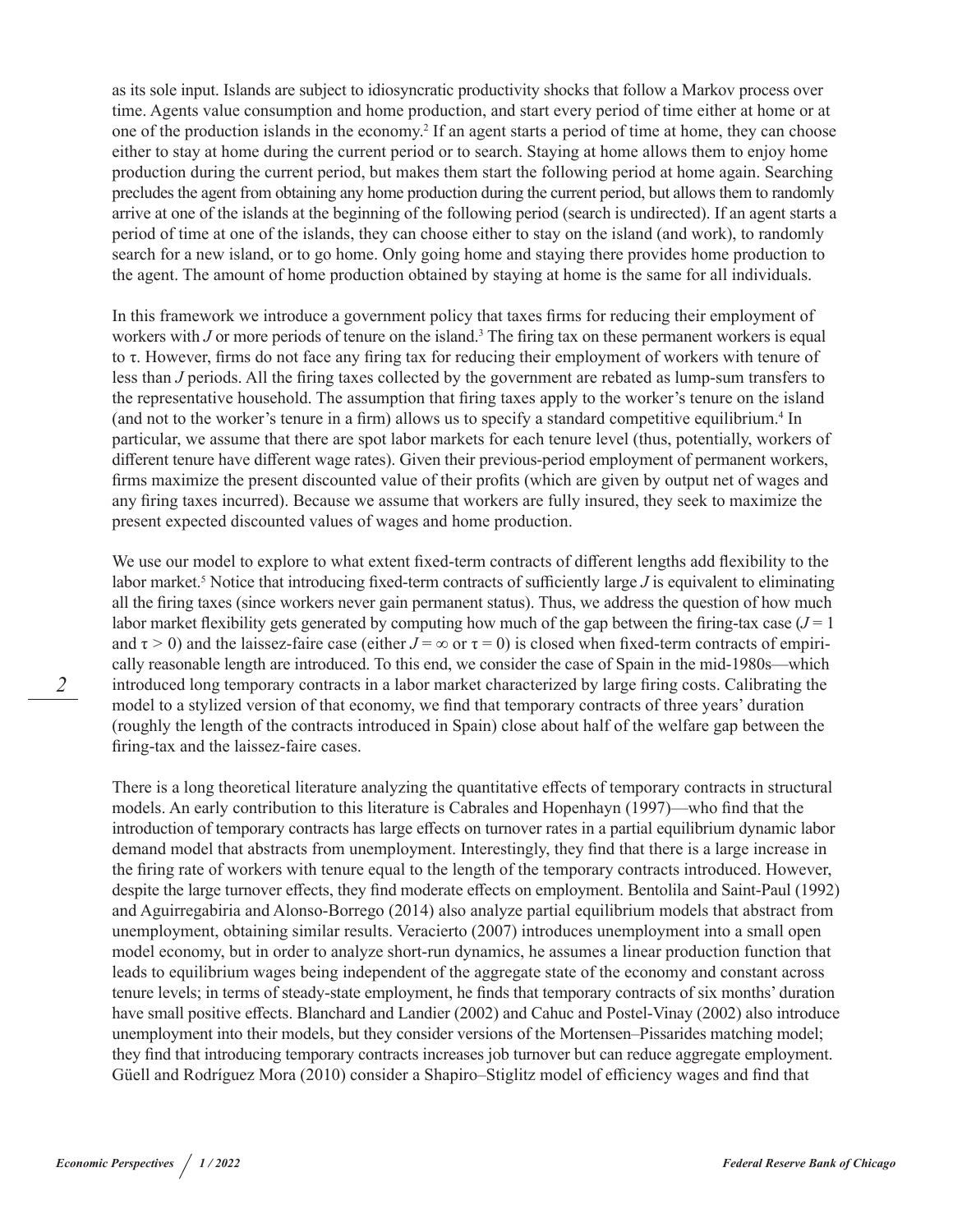as its sole input. Islands are subject to idiosyncratic productivity shocks that follow a Markov process over time. Agents value consumption and home production, and start every period of time either at home or at one of the production islands in the economy.[2] If an agent starts a period of time at home, they can choose either to stay at home during the current period or to search. Staying at home allows them to enjoy home production during the current period, but makes them start the following period at home again. Searching precludes the agent from obtaining any home production during the current period, but allows them to randomly arrive at one of the islands at the beginning of the following period (search is undirected). If an agent starts a period of time at one of the islands, they can choose either to stay on the island (and work), to randomly search for a new island, or to go home. Only going home and staying there provides home production to the agent. The amount of home production obtained by staying at home is the same for all individuals.

In this framework we introduce a government policy that taxes firms for reducing their employment of workers with $J$ or more periods of tenure on the island.[3] The firing tax on these permanent workers is equal to $\tau$. However, firms do not face any firing tax for reducing their employment of workers with tenure of less than $J$ periods. All the firing taxes collected by the government are rebated as lump-sum transfers to the representative household. The assumption that firing taxes apply to the worker's tenure on the island (and not to the worker's tenure in a firm) allows us to specify a standard competitive equilibrium.[4] In particular, we assume that there are spot labor markets for each tenure level (thus, potentially, workers of different tenure have different wage rates). Given their previous-period employment of permanent workers, firms maximize the present discounted value of their profits (which are given by output net of wages and any firing taxes incurred). Because we assume that workers are fully insured, they seek to maximize the present expected discounted values of wages and home production.

We use our model to explore to what extent fixed-term contracts of different lengths add flexibility to the labor market.[5] Notice that introducing fixed-term contracts of sufficiently large $J$ is equivalent to eliminating all the firing taxes (since workers never gain permanent status). Thus, we address the question of how much labor market flexibility gets generated by computing how much of the gap between the firing-tax case ($J = 1$ and $\tau > 0$) and the laissez-faire case (either $J = \infty$ or $\tau = 0$) is closed when fixed-term contracts of empirically reasonable length are introduced. To this end, we consider the case of Spain in the mid-1980s—which introduced long temporary contracts in a labor market characterized by large firing costs. Calibrating the model to a stylized version of that economy, we find that temporary contracts of three years' duration (roughly the length of the contracts introduced in Spain) close about half of the welfare gap between the firing-tax and the laissez-faire cases.

There is a long theoretical literature analyzing the quantitative effects of temporary contracts in structural models. An early contribution to this literature is Cabrales and Hopenhayn (1997)—who find that the introduction of temporary contracts has large effects on turnover rates in a partial equilibrium dynamic labor demand model that abstracts from unemployment. Interestingly, they find that there is a large increase in the firing rate of workers with tenure equal to the length of the temporary contracts introduced. However, despite the large turnover effects, they find moderate effects on employment. Bentolila and Saint-Paul (1992) and Aguirregabiria and Alonso-Borrego (2014) also analyze partial equilibrium models that abstract from unemployment, obtaining similar results. Veracierto (2007) introduces unemployment into a small open model economy, but in order to analyze short-run dynamics, he assumes a linear production function that leads to equilibrium wages being independent of the aggregate state of the economy and constant across tenure levels; in terms of steady-state employment, he finds that temporary contracts of six months' duration have small positive effects. Blanchard and Landier (2002) and Cahuc and Postel-Vinay (2002) also introduce unemployment into their models, but they consider versions of the Mortensen–Pissarides matching model; they find that introducing temporary contracts increases job turnover but can reduce aggregate employment. Güell and Rodríguez Mora (2010) consider a Shapiro–Stiglitz model of efficiency wages and find that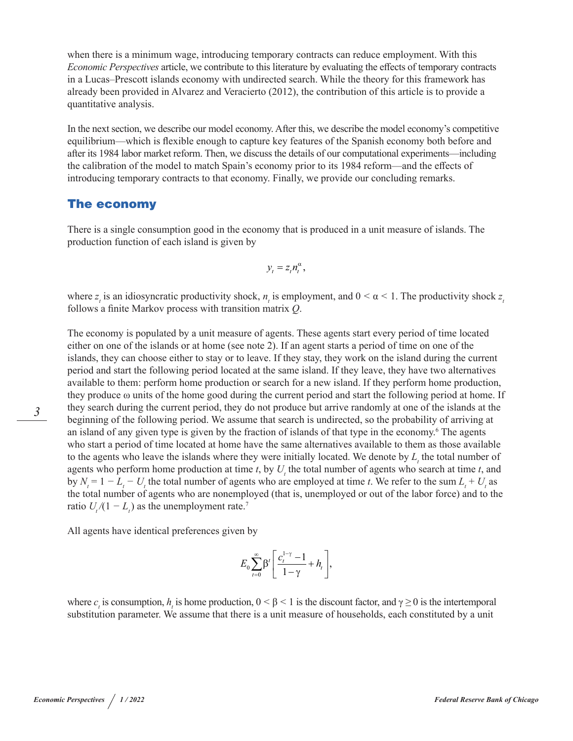when there is a minimum wage, introducing temporary contracts can reduce employment. With this *Economic Perspectives* article, we contribute to this literature by evaluating the effects of temporary contracts in a Lucas–Prescott islands economy with undirected search. While the theory for this framework has already been provided in Alvarez and Veracierto (2012), the contribution of this article is to provide a quantitative analysis.

In the next section, we describe our model economy. After this, we describe the model economy's competitive equilibrium—which is flexible enough to capture key features of the Spanish economy both before and after its 1984 labor market reform. Then, we discuss the details of our computational experiments—including the calibration of the model to match Spain's economy prior to its 1984 reform—and the effects of introducing temporary contracts to that economy. Finally, we provide our concluding remarks.

## The economy

There is a single consumption good in the economy that is produced in a unit measure of islands. The production function of each island is given by

$$y_t = z_t n_t^{\alpha},$$

where $z_t$ is an idiosyncratic productivity shock, $n_t$ is employment, and $0 < \alpha < 1$. The productivity shock $z_t$ follows a finite Markov process with transition matrix $Q$.

The economy is populated by a unit measure of agents. These agents start every period of time located either on one of the islands or at home (see note 2). If an agent starts a period of time on one of the islands, they can choose either to stay or to leave. If they stay, they work on the island during the current period and start the following period located at the same island. If they leave, they have two alternatives available to them: perform home production or search for a new island. If they perform home production, they produce $\omega$ units of the home good during the current period and start the following period at home. If they search during the current period, they do not produce but arrive randomly at one of the islands at the beginning of the following period. We assume that search is undirected, so the probability of arriving at an island of any given type is given by the fraction of islands of that type in the economy.[6] The agents who start a period of time located at home have the same alternatives available to them as those available to the agents who leave the islands where they were initially located. We denote by $L_t$ the total number of agents who perform home production at time $t$, by $U_t$ the total number of agents who search at time $t$, and by $N_t = 1 - L_t - U_t$ the total number of agents who are employed at time $t$. We refer to the sum $L_t + U_t$ as the total number of agents who are nonemployed (that is, unemployed or out of the labor force) and to the ratio $U_t/(1 - L_t)$ as the unemployment rate.[7]

All agents have identical preferences given by

$$E_0 \sum_{t=0}^{\infty} \beta^t \left[ \frac{c_t^{1-\gamma} - 1}{1-\gamma} + h_t \right],$$

where $c_t$ is consumption, $h_t$ is home production, $0 < \beta < 1$ is the discount factor, and $\gamma \geq 0$ is the intertemporal substitution parameter. We assume that there is a unit measure of households, each constituted by a unit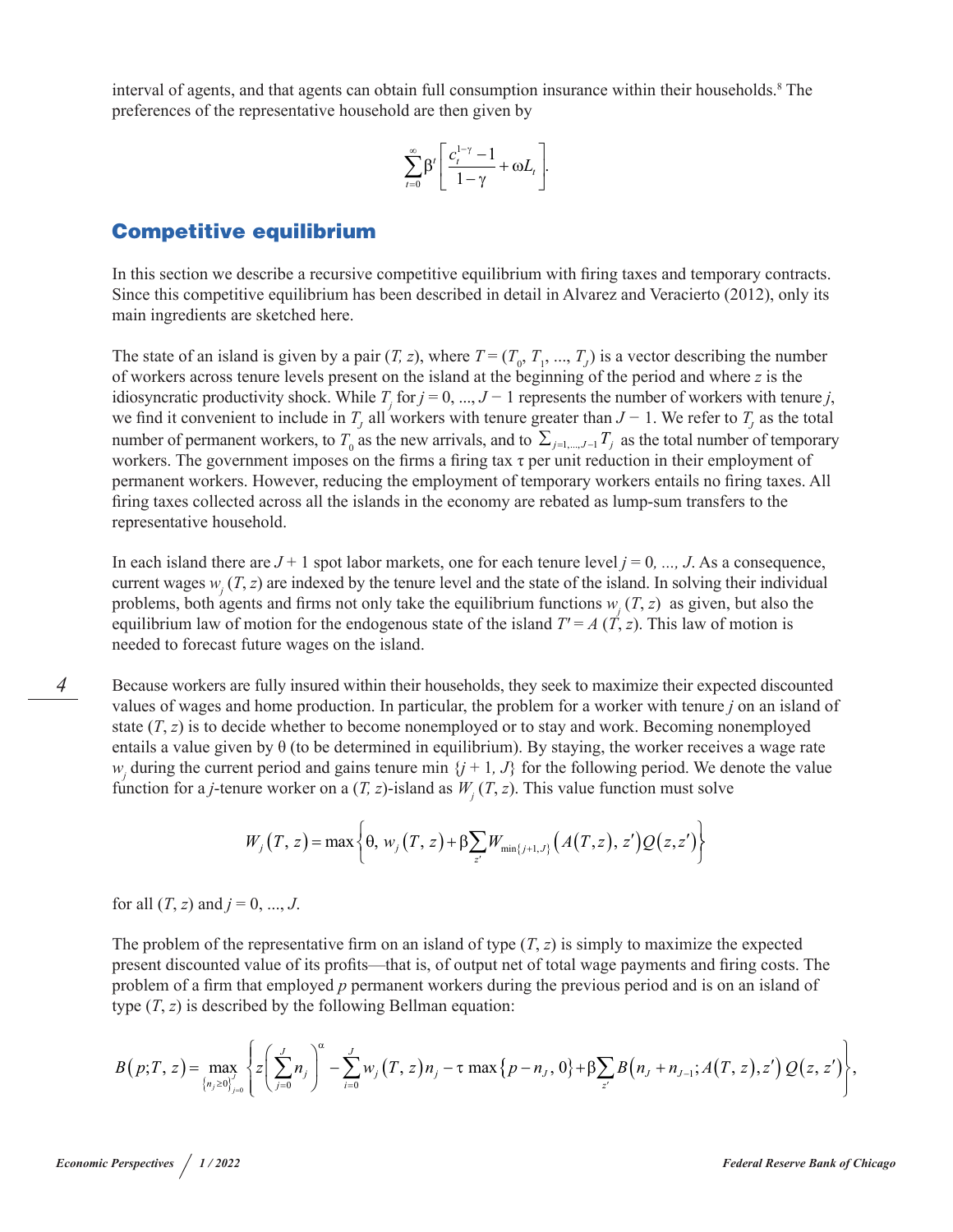interval of agents, and that agents can obtain full consumption insurance within their households.[8] The preferences of the representative household are then given by

$$\sum_{t=0}^{\infty} \beta^t \left[ \frac{c_t^{1-\gamma} - 1}{1-\gamma} + \omega L_t \right].$$

## Competitive equilibrium

In this section we describe a recursive competitive equilibrium with firing taxes and temporary contracts. Since this competitive equilibrium has been described in detail in Alvarez and Veracierto (2012), only its main ingredients are sketched here.

The state of an island is given by a pair $(T, z)$, where $T = (T_0, T_1, ..., T_J)$ is a vector describing the number of workers across tenure levels present on the island at the beginning of the period and where $z$ is the idiosyncratic productivity shock. While $T_j$ for $j = 0, ..., J - 1$ represents the number of workers with tenure $j$, we find it convenient to include in $T_J$ all workers with tenure greater than $J - 1$. We refer to $T_J$ as the total number of permanent workers, to $T_0$ as the new arrivals, and to $\sum_{j=1,...,J-1} T_j$ as the total number of temporary workers. The government imposes on the firms a firing tax $\tau$ per unit reduction in their employment of permanent workers. However, reducing the employment of temporary workers entails no firing taxes. All firing taxes collected across all the islands in the economy are rebated as lump-sum transfers to the representative household.

In each island there are $J + 1$ spot labor markets, one for each tenure level $j = 0, ..., J$. As a consequence, current wages $w_j(T, z)$ are indexed by the tenure level and the state of the island. In solving their individual problems, both agents and firms not only take the equilibrium functions $w_j(T, z)$ as given, but also the equilibrium law of motion for the endogenous state of the island $T' = A(T, z)$. This law of motion is needed to forecast future wages on the island.

Because workers are fully insured within their households, they seek to maximize their expected discounted values of wages and home production. In particular, the problem for a worker with tenure $j$ on an island of state $(T, z)$ is to decide whether to become nonemployed or to stay and work. Becoming nonemployed entails a value given by $\theta$ (to be determined in equilibrium). By staying, the worker receives a wage rate $w_j$ during the current period and gains tenure $\min\{j + 1, J\}$ for the following period. We denote the value function for a $j$-tenure worker on a $(T, z)$-island as $W_j(T, z)$. This value function must solve

$$W_j(T, z) = \max\left\{ \theta,\ w_j(T, z) + \beta \sum_{z'} W_{\min\{j+1, J\}}\left(A(T,z),\ z'\right) Q(z, z') \right\}$$

for all $(T, z)$ and $j = 0, ..., J$.

The problem of the representative firm on an island of type $(T, z)$ is simply to maximize the expected present discounted value of its profits—that is, of output net of total wage payments and firing costs. The problem of a firm that employed $p$ permanent workers during the previous period and is on an island of type $(T, z)$ is described by the following Bellman equation:

$$B(p; T, z) = \max_{\{n_j \geq 0\}_{j=0}^{J}} \left\{ z\left(\sum_{j=0}^{J} n_j\right)^{\alpha} - \sum_{i=0}^{J} w_j(T, z) n_j - \tau \max\{p - n_J, 0\} + \beta \sum_{z'} B\left(n_J + n_{J-1}; A(T, z), z'\right) Q(z, z') \right\},$$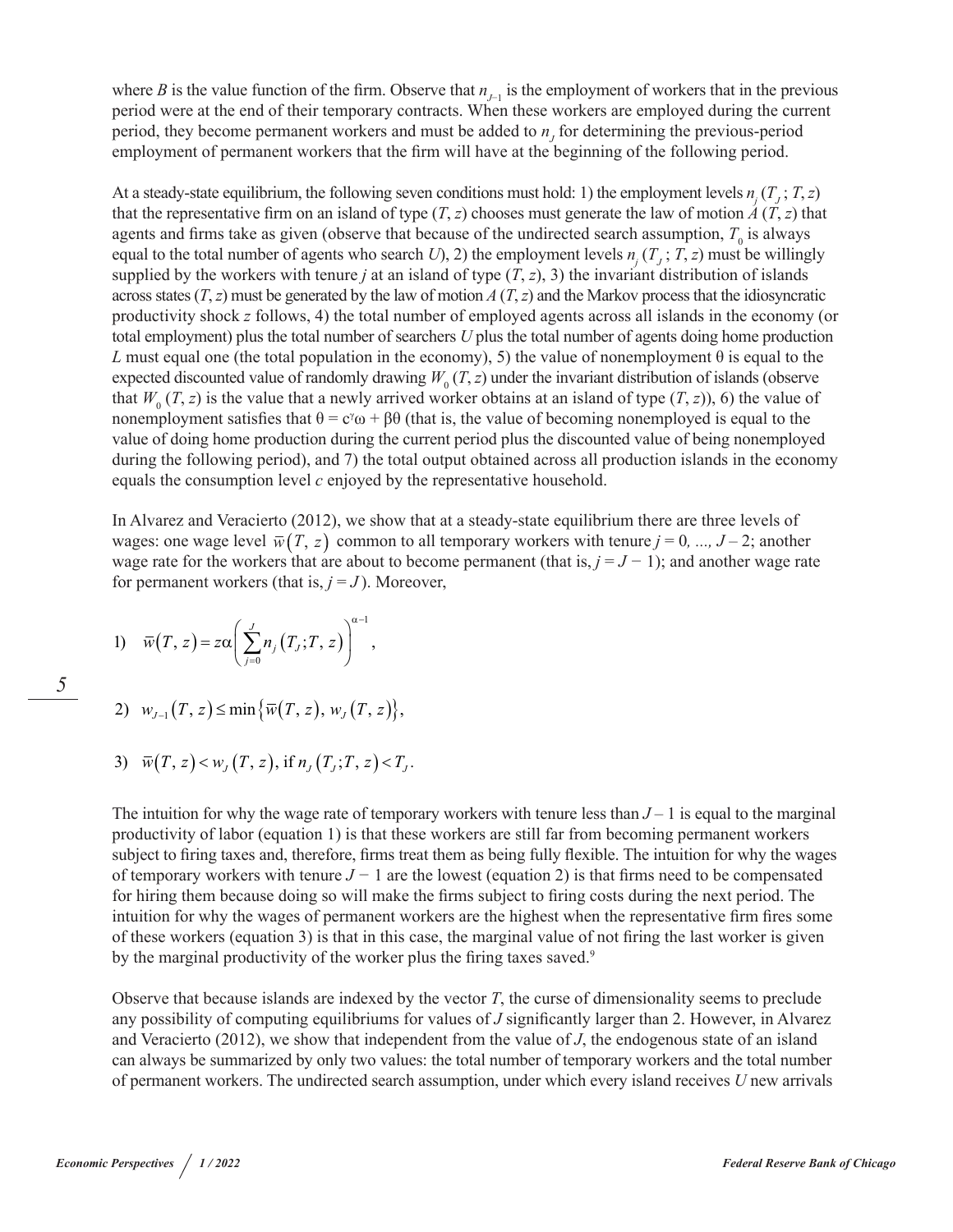where $B$ is the value function of the firm. Observe that $n_{J-1}$ is the employment of workers that in the previous period were at the end of their temporary contracts. When these workers are employed during the current period, they become permanent workers and must be added to $n_J$ for determining the previous-period employment of permanent workers that the firm will have at the beginning of the following period.

At a steady-state equilibrium, the following seven conditions must hold: 1) the employment levels $n_j(T_J; T, z)$ that the representative firm on an island of type $(T, z)$ chooses must generate the law of motion $A(T, z)$ that agents and firms take as given (observe that because of the undirected search assumption, $T_0$ is always equal to the total number of agents who search $U$), 2) the employment levels $n_j(T_J; T, z)$ must be willingly supplied by the workers with tenure $j$ at an island of type $(T, z)$, 3) the invariant distribution of islands across states $(T, z)$ must be generated by the law of motion $A(T, z)$ and the Markov process that the idiosyncratic productivity shock $z$ follows, 4) the total number of employed agents across all islands in the economy (or total employment) plus the total number of searchers $U$ plus the total number of agents doing home production $L$ must equal one (the total population in the economy), 5) the value of nonemployment $\theta$ is equal to the expected discounted value of randomly drawing $W_0(T, z)$ under the invariant distribution of islands (observe that $W_0(T, z)$ is the value that a newly arrived worker obtains at an island of type $(T, z)$), 6) the value of nonemployment satisfies that $\theta = c^{\gamma}\omega + \beta\theta$ (that is, the value of becoming nonemployed is equal to the value of doing home production during the current period plus the discounted value of being nonemployed during the following period), and 7) the total output obtained across all production islands in the economy equals the consumption level $c$ enjoyed by the representative household.

In Alvarez and Veracierto (2012), we show that at a steady-state equilibrium there are three levels of wages: one wage level $\overline{w}(T, z)$ common to all temporary workers with tenure $j = 0, ..., J-2$; another wage rate for the workers that are about to become permanent (that is, $j = J-1$); and another wage rate for permanent workers (that is, $j = J$). Moreover,

1) $$\overline{w}(T, z) = z\alpha\left(\sum_{j=0}^{J} n_j(T_J; T, z)\right)^{\alpha-1},$$

2) $$w_{J-1}(T, z) \leq \min\left\{\overline{w}(T, z),\, w_J(T, z)\right\},$$

3) $$\overline{w}(T, z) < w_J(T, z), \text{ if } n_J(T_J; T, z) < T_J.$$

The intuition for why the wage rate of temporary workers with tenure less than $J-1$ is equal to the marginal productivity of labor (equation 1) is that these workers are still far from becoming permanent workers subject to firing taxes and, therefore, firms treat them as being fully flexible. The intuition for why the wages of temporary workers with tenure $J-1$ are the lowest (equation 2) is that firms need to be compensated for hiring them because doing so will make the firms subject to firing costs during the next period. The intuition for why the wages of permanent workers are the highest when the representative firm fires some of these workers (equation 3) is that in this case, the marginal value of not firing the last worker is given by the marginal productivity of the worker plus the firing taxes saved.[9]

Observe that because islands are indexed by the vector $T$, the curse of dimensionality seems to preclude any possibility of computing equilibriums for values of $J$ significantly larger than 2. However, in Alvarez and Veracierto (2012), we show that independent from the value of $J$, the endogenous state of an island can always be summarized by only two values: the total number of temporary workers and the total number of permanent workers. The undirected search assumption, under which every island receives $U$ new arrivals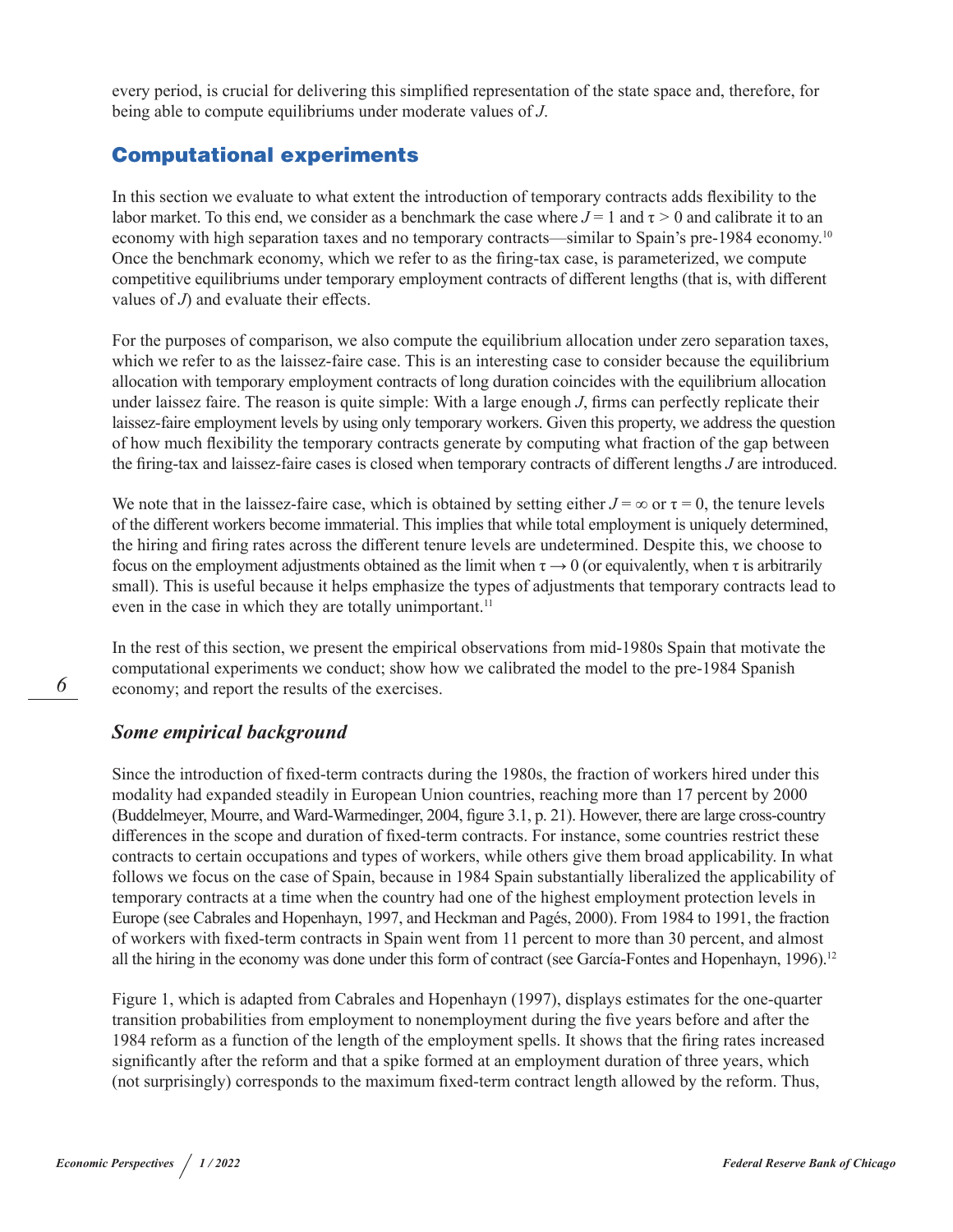every period, is crucial for delivering this simplified representation of the state space and, therefore, for being able to compute equilibriums under moderate values of $J$.

## Computational experiments

In this section we evaluate to what extent the introduction of temporary contracts adds flexibility to the labor market. To this end, we consider as a benchmark the case where $J = 1$ and $\tau > 0$ and calibrate it to an economy with high separation taxes and no temporary contracts—similar to Spain's pre-1984 economy.[10] Once the benchmark economy, which we refer to as the firing-tax case, is parameterized, we compute competitive equilibriums under temporary employment contracts of different lengths (that is, with different values of $J$) and evaluate their effects.

For the purposes of comparison, we also compute the equilibrium allocation under zero separation taxes, which we refer to as the laissez-faire case. This is an interesting case to consider because the equilibrium allocation with temporary employment contracts of long duration coincides with the equilibrium allocation under laissez faire. The reason is quite simple: With a large enough $J$, firms can perfectly replicate their laissez-faire employment levels by using only temporary workers. Given this property, we address the question of how much flexibility the temporary contracts generate by computing what fraction of the gap between the firing-tax and laissez-faire cases is closed when temporary contracts of different lengths $J$ are introduced.

We note that in the laissez-faire case, which is obtained by setting either $J = \infty$ or $\tau = 0$, the tenure levels of the different workers become immaterial. This implies that while total employment is uniquely determined, the hiring and firing rates across the different tenure levels are undetermined. Despite this, we choose to focus on the employment adjustments obtained as the limit when $\tau \to 0$ (or equivalently, when $\tau$ is arbitrarily small). This is useful because it helps emphasize the types of adjustments that temporary contracts lead to even in the case in which they are totally unimportant.[11]

In the rest of this section, we present the empirical observations from mid-1980s Spain that motivate the computational experiments we conduct; show how we calibrated the model to the pre-1984 Spanish economy; and report the results of the exercises.

### *Some empirical background*

Since the introduction of fixed-term contracts during the 1980s, the fraction of workers hired under this modality had expanded steadily in European Union countries, reaching more than 17 percent by 2000 (Buddelmeyer, Mourre, and Ward-Warmedinger, 2004, figure 3.1, p. 21). However, there are large cross-country differences in the scope and duration of fixed-term contracts. For instance, some countries restrict these contracts to certain occupations and types of workers, while others give them broad applicability. In what follows we focus on the case of Spain, because in 1984 Spain substantially liberalized the applicability of temporary contracts at a time when the country had one of the highest employment protection levels in Europe (see Cabrales and Hopenhayn, 1997, and Heckman and Pagés, 2000). From 1984 to 1991, the fraction of workers with fixed-term contracts in Spain went from 11 percent to more than 30 percent, and almost all the hiring in the economy was done under this form of contract (see García-Fontes and Hopenhayn, 1996).[12]

Figure 1, which is adapted from Cabrales and Hopenhayn (1997), displays estimates for the one-quarter transition probabilities from employment to nonemployment during the five years before and after the 1984 reform as a function of the length of the employment spells. It shows that the firing rates increased significantly after the reform and that a spike formed at an employment duration of three years, which (not surprisingly) corresponds to the maximum fixed-term contract length allowed by the reform. Thus,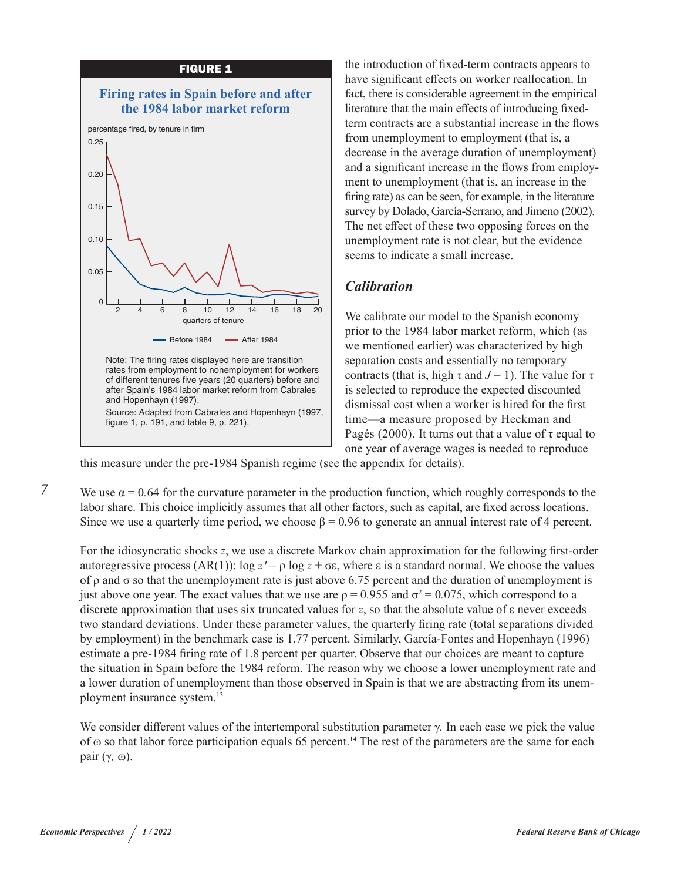**FIGURE 1**

**Firing rates in Spain before and after the 1984 labor market reform**

Note: The firing rates displayed here are transition rates from employment to nonemployment for workers of different tenures five years (20 quarters) before and after Spain's 1984 labor market reform from Cabrales and Hopenhayn (1997).

Source: Adapted from Cabrales and Hopenhayn (1997, figure 1, p. 191, and table 9, p. 221).

the introduction of fixed-term contracts appears to have significant effects on worker reallocation. In fact, there is considerable agreement in the empirical literature that the main effects of introducing fixed-term contracts are a substantial increase in the flows from unemployment to employment (that is, a decrease in the average duration of unemployment) and a significant increase in the flows from employment to unemployment (that is, an increase in the firing rate) as can be seen, for example, in the literature survey by Dolado, García-Serrano, and Jimeno (2002). The net effect of these two opposing forces on the unemployment rate is not clear, but the evidence seems to indicate a small increase.

### *Calibration*

We calibrate our model to the Spanish economy prior to the 1984 labor market reform, which (as we mentioned earlier) was characterized by high separation costs and essentially no temporary contracts (that is, high $\tau$ and $J = 1$). The value for $\tau$ is selected to reproduce the expected discounted dismissal cost when a worker is hired for the first time—a measure proposed by Heckman and Pagés (2000). It turns out that a value of $\tau$ equal to one year of average wages is needed to reproduce this measure under the pre-1984 Spanish regime (see the appendix for details).

We use $\alpha = 0.64$ for the curvature parameter in the production function, which roughly corresponds to the labor share. This choice implicitly assumes that all other factors, such as capital, are fixed across locations. Since we use a quarterly time period, we choose $\beta = 0.96$ to generate an annual interest rate of 4 percent.

For the idiosyncratic shocks $z$, we use a discrete Markov chain approximation for the following first-order autoregressive process (AR(1)): $\log z' = \rho \log z + \sigma\varepsilon$, where $\varepsilon$ is a standard normal. We choose the values of $\rho$ and $\sigma$ so that the unemployment rate is just above 6.75 percent and the duration of unemployment is just above one year. The exact values that we use are $\rho = 0.955$ and $\sigma^2 = 0.075$, which correspond to a discrete approximation that uses six truncated values for $z$, so that the absolute value of $\varepsilon$ never exceeds two standard deviations. Under these parameter values, the quarterly firing rate (total separations divided by employment) in the benchmark case is 1.77 percent. Similarly, García-Fontes and Hopenhayn (1996) estimate a pre-1984 firing rate of 1.8 percent per quarter. Observe that our choices are meant to capture the situation in Spain before the 1984 reform. The reason why we choose a lower unemployment rate and a lower duration of unemployment than those observed in Spain is that we are abstracting from its unemployment insurance system.[13]

We consider different values of the intertemporal substitution parameter $\gamma$. In each case we pick the value of $\omega$ so that labor force participation equals 65 percent.[14] The rest of the parameters are the same for each pair $(\gamma, \omega)$.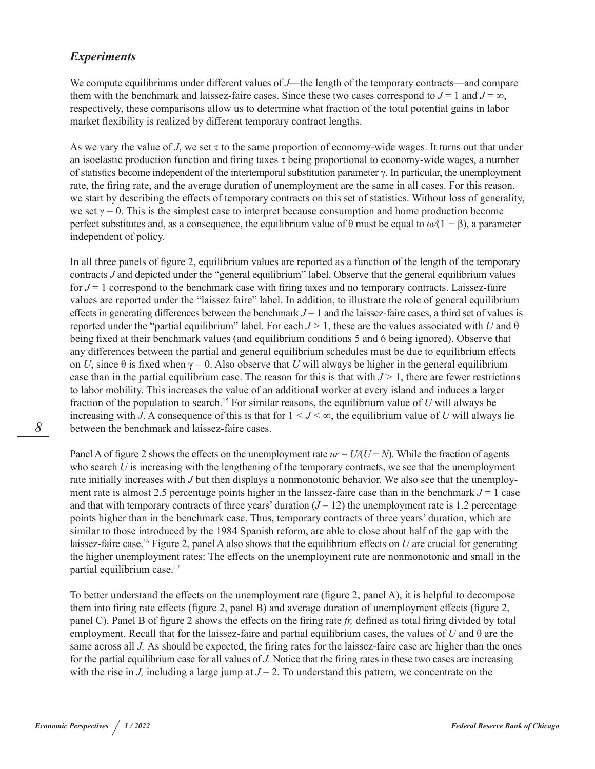## *Experiments*

We compute equilibriums under different values of $J$—the length of the temporary contracts—and compare them with the benchmark and laissez-faire cases. Since these two cases correspond to $J = 1$ and $J = \infty$, respectively, these comparisons allow us to determine what fraction of the total potential gains in labor market flexibility is realized by different temporary contract lengths.

As we vary the value of $J$, we set $\tau$ to the same proportion of economy-wide wages. It turns out that under an isoelastic production function and firing taxes $\tau$ being proportional to economy-wide wages, a number of statistics become independent of the intertemporal substitution parameter $\gamma$. In particular, the unemployment rate, the firing rate, and the average duration of unemployment are the same in all cases. For this reason, we start by describing the effects of temporary contracts on this set of statistics. Without loss of generality, we set $\gamma = 0$. This is the simplest case to interpret because consumption and home production become perfect substitutes and, as a consequence, the equilibrium value of $\theta$ must be equal to $\omega/(1 - \beta)$, a parameter independent of policy.

In all three panels of figure 2, equilibrium values are reported as a function of the length of the temporary contracts $J$ and depicted under the "general equilibrium" label. Observe that the general equilibrium values for $J = 1$ correspond to the benchmark case with firing taxes and no temporary contracts. Laissez-faire values are reported under the "laissez faire" label. In addition, to illustrate the role of general equilibrium effects in generating differences between the benchmark $J = 1$ and the laissez-faire cases, a third set of values is reported under the "partial equilibrium" label. For each $J > 1$, these are the values associated with $U$ and $\theta$ being fixed at their benchmark values (and equilibrium conditions 5 and 6 being ignored). Observe that any differences between the partial and general equilibrium schedules must be due to equilibrium effects on $U$, since $\theta$ is fixed when $\gamma = 0$. Also observe that $U$ will always be higher in the general equilibrium case than in the partial equilibrium case. The reason for this is that with $J > 1$, there are fewer restrictions to labor mobility. This increases the value of an additional worker at every island and induces a larger fraction of the population to search.[15] For similar reasons, the equilibrium value of $U$ will always be increasing with $J$. A consequence of this is that for $1 < J < \infty$, the equilibrium value of $U$ will always lie between the benchmark and laissez-faire cases.

Panel A of figure 2 shows the effects on the unemployment rate $ur = U/(U + N)$. While the fraction of agents who search $U$ is increasing with the lengthening of the temporary contracts, we see that the unemployment rate initially increases with $J$ but then displays a nonmonotonic behavior. We also see that the unemployment rate is almost 2.5 percentage points higher in the laissez-faire case than in the benchmark $J = 1$ case and that with temporary contracts of three years' duration ($J = 12$) the unemployment rate is 1.2 percentage points higher than in the benchmark case. Thus, temporary contracts of three years' duration, which are similar to those introduced by the 1984 Spanish reform, are able to close about half of the gap with the laissez-faire case.[16] Figure 2, panel A also shows that the equilibrium effects on $U$ are crucial for generating the higher unemployment rates: The effects on the unemployment rate are nonmonotonic and small in the partial equilibrium case.[17]

To better understand the effects on the unemployment rate (figure 2, panel A), it is helpful to decompose them into firing rate effects (figure 2, panel B) and average duration of unemployment effects (figure 2, panel C). Panel B of figure 2 shows the effects on the firing rate $fr$, defined as total firing divided by total employment. Recall that for the laissez-faire and partial equilibrium cases, the values of $U$ and $\theta$ are the same across all $J$. As should be expected, the firing rates for the laissez-faire case are higher than the ones for the partial equilibrium case for all values of $J$. Notice that the firing rates in these two cases are increasing with the rise in $J$, including a large jump at $J = 2$. To understand this pattern, we concentrate on the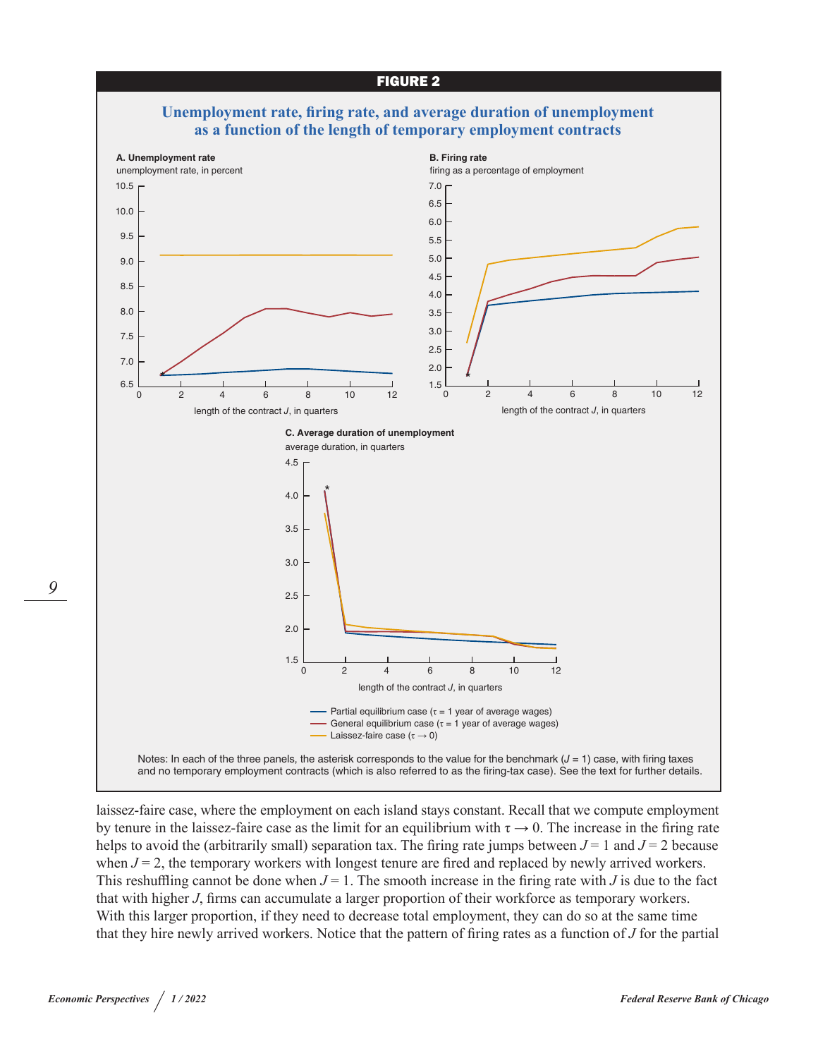**FIGURE 2**

**Unemployment rate, firing rate, and average duration of unemployment as a function of the length of temporary employment contracts**

**A. Unemployment rate**
unemployment rate, in percent

**B. Firing rate**
firing as a percentage of employment

**C. Average duration of unemployment**
average duration, in quarters

length of the contract $J$, in quarters

Partial equilibrium case ($\tau$ = 1 year of average wages)
General equilibrium case ($\tau$ = 1 year of average wages)
Laissez-faire case ($\tau \rightarrow 0$)

Notes: In each of the three panels, the asterisk corresponds to the value for the benchmark ($J$ = 1) case, with firing taxes and no temporary employment contracts (which is also referred to as the firing-tax case). See the text for further details.

laissez-faire case, where the employment on each island stays constant. Recall that we compute employment by tenure in the laissez-faire case as the limit for an equilibrium with $\tau \rightarrow 0$. The increase in the firing rate helps to avoid the (arbitrarily small) separation tax. The firing rate jumps between $J = 1$ and $J = 2$ because when $J = 2$, the temporary workers with longest tenure are fired and replaced by newly arrived workers. This reshuffling cannot be done when $J = 1$. The smooth increase in the firing rate with $J$ is due to the fact that with higher $J$, firms can accumulate a larger proportion of their workforce as temporary workers. With this larger proportion, if they need to decrease total employment, they can do so at the same time that they hire newly arrived workers. Notice that the pattern of firing rates as a function of $J$ for the partial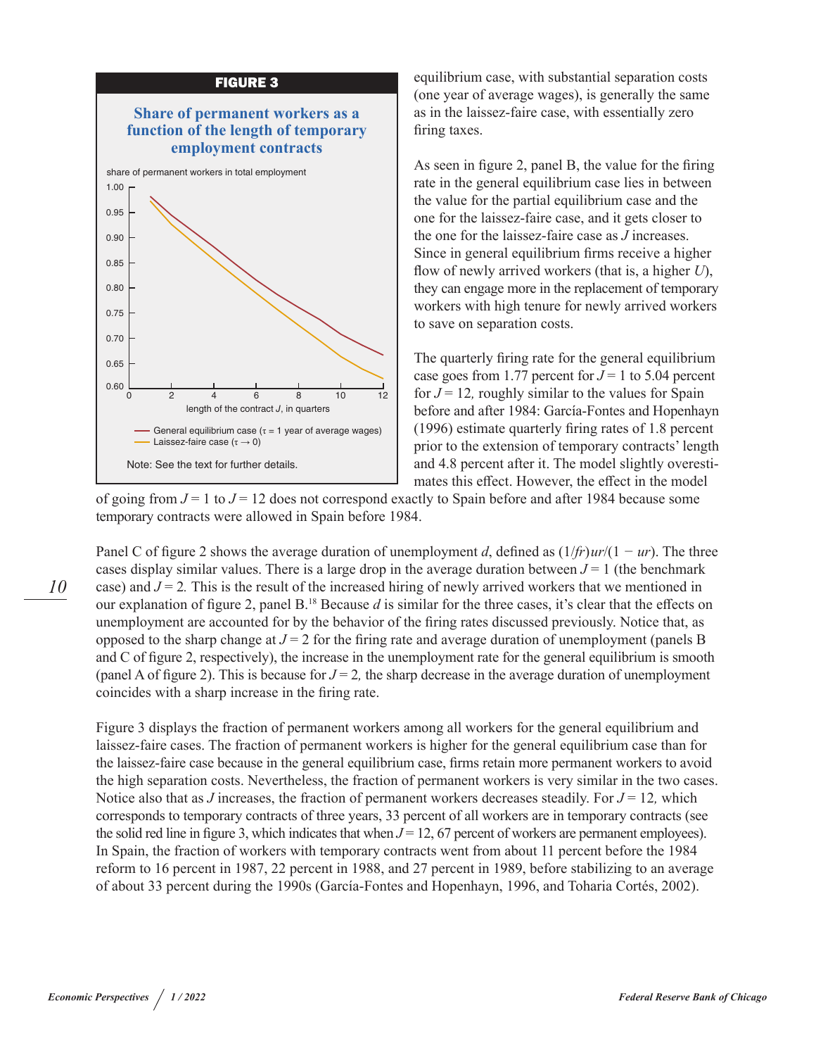**FIGURE 3**

**Share of permanent workers as a function of the length of temporary employment contracts**

Note: See the text for further details.

equilibrium case, with substantial separation costs (one year of average wages), is generally the same as in the laissez-faire case, with essentially zero firing taxes.

As seen in figure 2, panel B, the value for the firing rate in the general equilibrium case lies in between the value for the partial equilibrium case and the one for the laissez-faire case, and it gets closer to the one for the laissez-faire case as $J$ increases. Since in general equilibrium firms receive a higher flow of newly arrived workers (that is, a higher $U$), they can engage more in the replacement of temporary workers with high tenure for newly arrived workers to save on separation costs.

The quarterly firing rate for the general equilibrium case goes from 1.77 percent for $J = 1$ to 5.04 percent for $J = 12$, roughly similar to the values for Spain before and after 1984: García-Fontes and Hopenhayn (1996) estimate quarterly firing rates of 1.8 percent prior to the extension of temporary contracts' length and 4.8 percent after it. The model slightly overestimates this effect. However, the effect in the model of going from $J = 1$ to $J = 12$ does not correspond exactly to Spain before and after 1984 because some temporary contracts were allowed in Spain before 1984.

Panel C of figure 2 shows the average duration of unemployment $d$, defined as $(1/fr)ur/(1 - ur)$. The three cases display similar values. There is a large drop in the average duration between $J = 1$ (the benchmark case) and $J = 2$. This is the result of the increased hiring of newly arrived workers that we mentioned in our explanation of figure 2, panel B.[18] Because $d$ is similar for the three cases, it's clear that the effects on unemployment are accounted for by the behavior of the firing rates discussed previously. Notice that, as opposed to the sharp change at $J = 2$ for the firing rate and average duration of unemployment (panels B and C of figure 2, respectively), the increase in the unemployment rate for the general equilibrium is smooth (panel A of figure 2). This is because for $J = 2$, the sharp decrease in the average duration of unemployment coincides with a sharp increase in the firing rate.

Figure 3 displays the fraction of permanent workers among all workers for the general equilibrium and laissez-faire cases. The fraction of permanent workers is higher for the general equilibrium case than for the laissez-faire case because in the general equilibrium case, firms retain more permanent workers to avoid the high separation costs. Nevertheless, the fraction of permanent workers is very similar in the two cases. Notice also that as $J$ increases, the fraction of permanent workers decreases steadily. For $J = 12$, which corresponds to temporary contracts of three years, 33 percent of all workers are in temporary contracts (see the solid red line in figure 3, which indicates that when $J = 12$, 67 percent of workers are permanent employees). In Spain, the fraction of workers with temporary contracts went from about 11 percent before the 1984 reform to 16 percent in 1987, 22 percent in 1988, and 27 percent in 1989, before stabilizing to an average of about 33 percent during the 1990s (García-Fontes and Hopenhayn, 1996, and Toharia Cortés, 2002).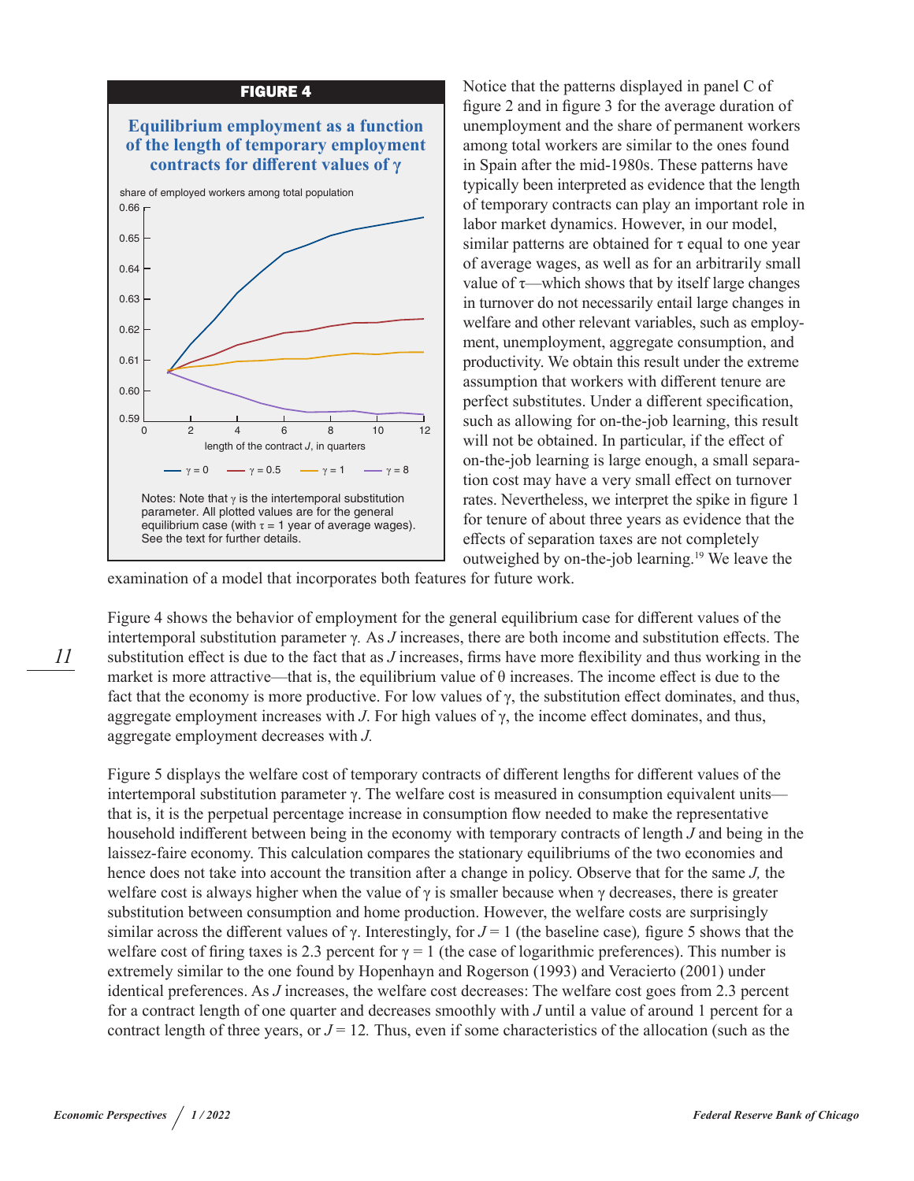**FIGURE 4**

**Equilibrium employment as a function of the length of temporary employment contracts for different values of γ**

share of employed workers among total population

length of the contract $J$, in quarters

— $\gamma = 0$ — $\gamma = 0.5$ — $\gamma = 1$ — $\gamma = 8$

Notes: Note that $\gamma$ is the intertemporal substitution parameter. All plotted values are for the general equilibrium case (with $\tau = 1$ year of average wages). See the text for further details.

Notice that the patterns displayed in panel C of figure 2 and in figure 3 for the average duration of unemployment and the share of permanent workers among total workers are similar to the ones found in Spain after the mid-1980s. These patterns have typically been interpreted as evidence that the length of temporary contracts can play an important role in labor market dynamics. However, in our model, similar patterns are obtained for $\tau$ equal to one year of average wages, as well as for an arbitrarily small value of $\tau$—which shows that by itself large changes in turnover do not necessarily entail large changes in welfare and other relevant variables, such as employment, unemployment, aggregate consumption, and productivity. We obtain this result under the extreme assumption that workers with different tenure are perfect substitutes. Under a different specification, such as allowing for on-the-job learning, this result will not be obtained. In particular, if the effect of on-the-job learning is large enough, a small separation cost may have a very small effect on turnover rates. Nevertheless, we interpret the spike in figure 1 for tenure of about three years as evidence that the effects of separation taxes are not completely outweighed by on-the-job learning.[19] We leave the examination of a model that incorporates both features for future work.

Figure 4 shows the behavior of employment for the general equilibrium case for different values of the intertemporal substitution parameter $\gamma$. As $J$ increases, there are both income and substitution effects. The substitution effect is due to the fact that as $J$ increases, firms have more flexibility and thus working in the market is more attractive—that is, the equilibrium value of $\theta$ increases. The income effect is due to the fact that the economy is more productive. For low values of $\gamma$, the substitution effect dominates, and thus, aggregate employment increases with $J$. For high values of $\gamma$, the income effect dominates, and thus, aggregate employment decreases with $J$.

Figure 5 displays the welfare cost of temporary contracts of different lengths for different values of the intertemporal substitution parameter $\gamma$. The welfare cost is measured in consumption equivalent units—that is, it is the perpetual percentage increase in consumption flow needed to make the representative household indifferent between being in the economy with temporary contracts of length $J$ and being in the laissez-faire economy. This calculation compares the stationary equilibriums of the two economies and hence does not take into account the transition after a change in policy. Observe that for the same $J$, the welfare cost is always higher when the value of $\gamma$ is smaller because when $\gamma$ decreases, there is greater substitution between consumption and home production. However, the welfare costs are surprisingly similar across the different values of $\gamma$. Interestingly, for $J = 1$ (the baseline case), figure 5 shows that the welfare cost of firing taxes is 2.3 percent for $\gamma = 1$ (the case of logarithmic preferences). This number is extremely similar to the one found by Hopenhayn and Rogerson (1993) and Veracierto (2001) under identical preferences. As $J$ increases, the welfare cost decreases: The welfare cost goes from 2.3 percent for a contract length of one quarter and decreases smoothly with $J$ until a value of around 1 percent for a contract length of three years, or $J = 12$. Thus, even if some characteristics of the allocation (such as the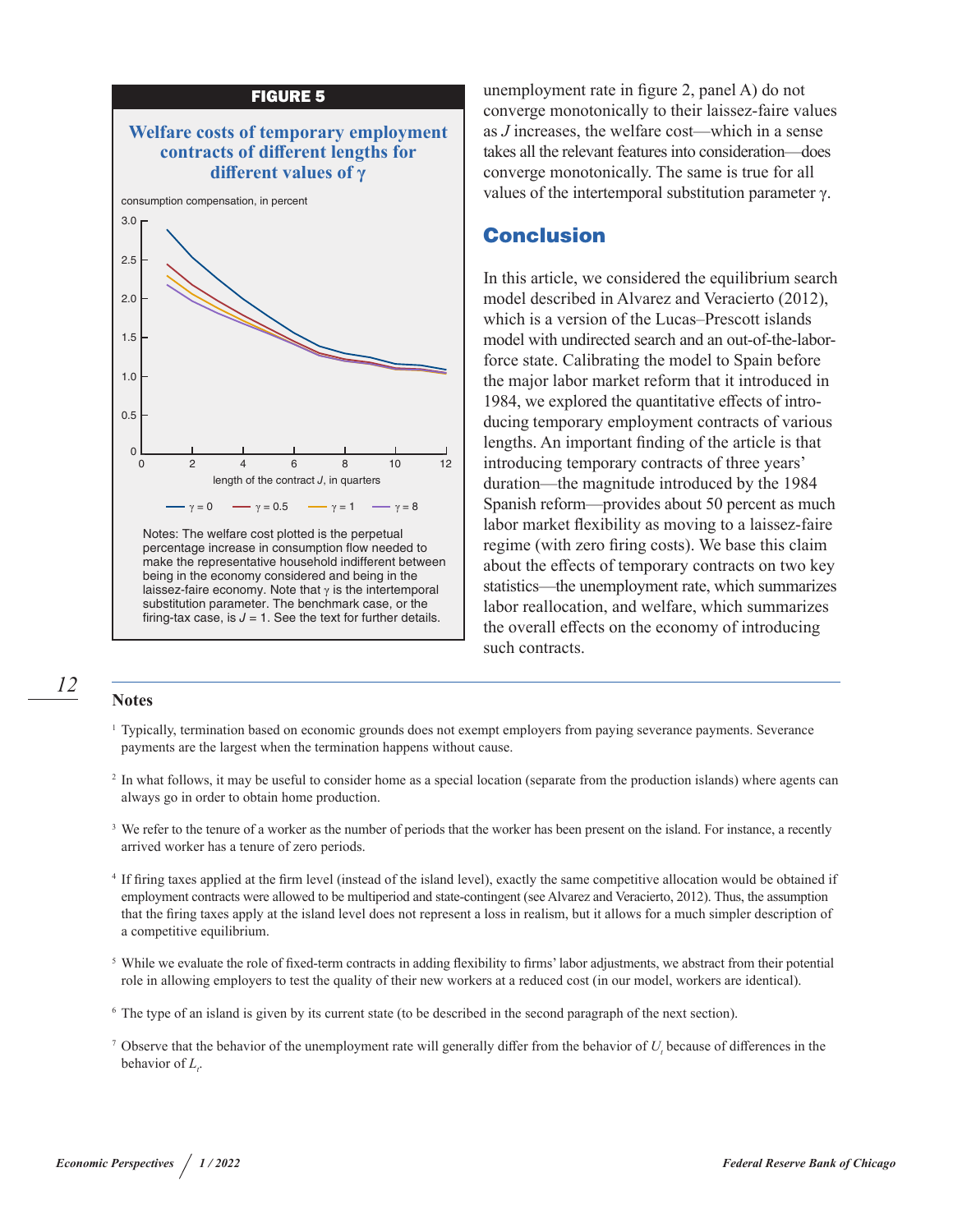**FIGURE 5**

**Welfare costs of temporary employment contracts of different lengths for different values of γ**

consumption compensation, in percent

length of the contract *J*, in quarters

— γ = 0 — γ = 0.5 — γ = 1 — γ = 8

Notes: The welfare cost plotted is the perpetual percentage increase in consumption flow needed to make the representative household indifferent between being in the economy considered and being in the laissez-faire economy. Note that γ is the intertemporal substitution parameter. The benchmark case, or the firing-tax case, is $J = 1$. See the text for further details.

unemployment rate in figure 2, panel A) do not converge monotonically to their laissez-faire values as $J$ increases, the welfare cost—which in a sense takes all the relevant features into consideration—does converge monotonically. The same is true for all values of the intertemporal substitution parameter γ.

## Conclusion

In this article, we considered the equilibrium search model described in Alvarez and Veracierto (2012), which is a version of the Lucas–Prescott islands model with undirected search and an out-of-the-labor-force state. Calibrating the model to Spain before the major labor market reform that it introduced in 1984, we explored the quantitative effects of introducing temporary employment contracts of various lengths. An important finding of the article is that introducing temporary contracts of three years' duration—the magnitude introduced by the 1984 Spanish reform—provides about 50 percent as much labor market flexibility as moving to a laissez-faire regime (with zero firing costs). We base this claim about the effects of temporary contracts on two key statistics—the unemployment rate, which summarizes labor reallocation, and welfare, which summarizes the overall effects on the economy of introducing such contracts.

## Notes

[1] Typically, termination based on economic grounds does not exempt employers from paying severance payments. Severance payments are the largest when the termination happens without cause.

[2] In what follows, it may be useful to consider home as a special location (separate from the production islands) where agents can always go in order to obtain home production.

[3] We refer to the tenure of a worker as the number of periods that the worker has been present on the island. For instance, a recently arrived worker has a tenure of zero periods.

[4] If firing taxes applied at the firm level (instead of the island level), exactly the same competitive allocation would be obtained if employment contracts were allowed to be multiperiod and state-contingent (see Alvarez and Veracierto, 2012). Thus, the assumption that the firing taxes apply at the island level does not represent a loss in realism, but it allows for a much simpler description of a competitive equilibrium.

[5] While we evaluate the role of fixed-term contracts in adding flexibility to firms' labor adjustments, we abstract from their potential role in allowing employers to test the quality of their new workers at a reduced cost (in our model, workers are identical).

[6] The type of an island is given by its current state (to be described in the second paragraph of the next section).

[7] Observe that the behavior of the unemployment rate will generally differ from the behavior of $U_t$ because of differences in the behavior of $L_t$.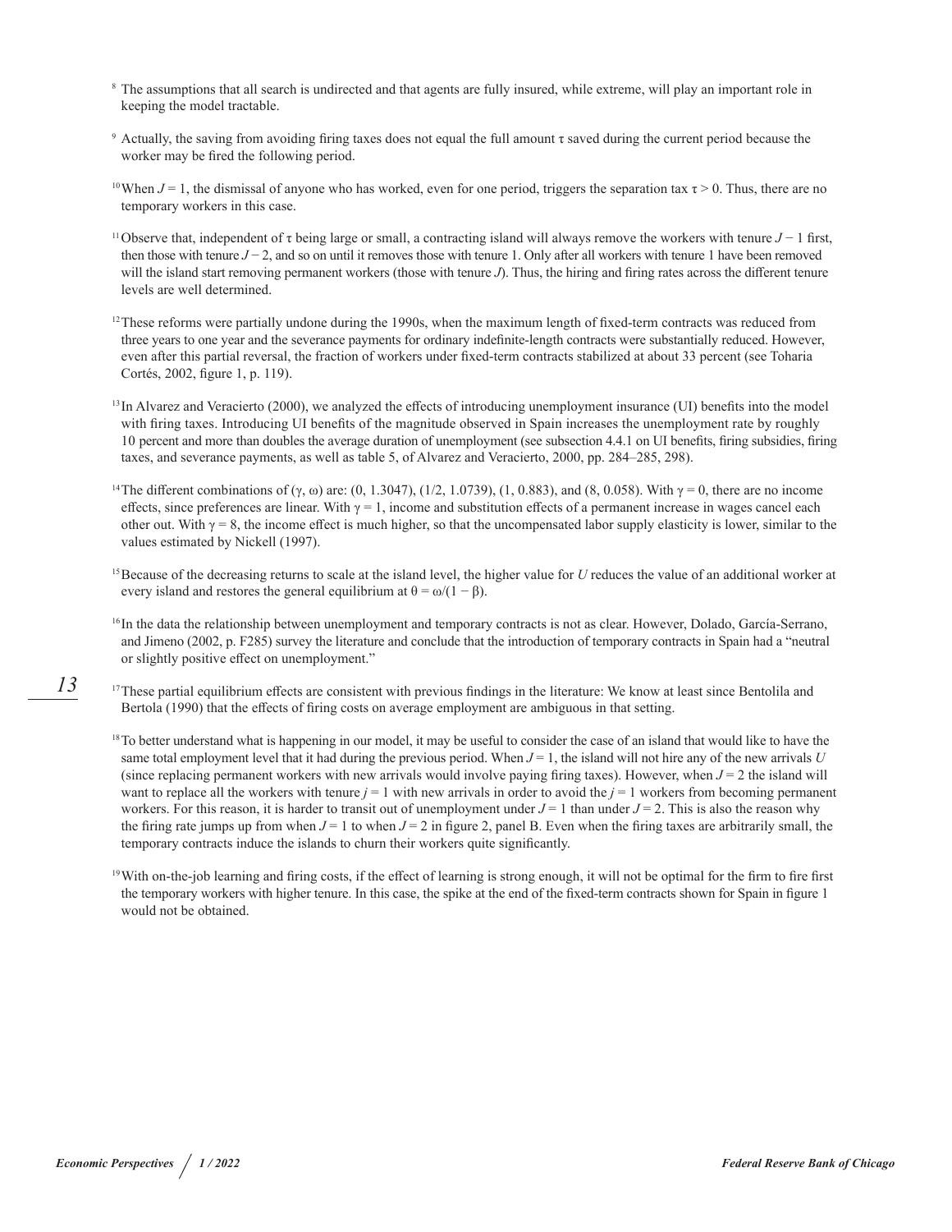[8] The assumptions that all search is undirected and that agents are fully insured, while extreme, will play an important role in keeping the model tractable.

[9] Actually, the saving from avoiding firing taxes does not equal the full amount $\tau$ saved during the current period because the worker may be fired the following period.

[10] When $J = 1$, the dismissal of anyone who has worked, even for one period, triggers the separation tax $\tau > 0$. Thus, there are no temporary workers in this case.

[11] Observe that, independent of $\tau$ being large or small, a contracting island will always remove the workers with tenure $J - 1$ first, then those with tenure $J - 2$, and so on until it removes those with tenure 1. Only after all workers with tenure 1 have been removed will the island start removing permanent workers (those with tenure $J$). Thus, the hiring and firing rates across the different tenure levels are well determined.

[12] These reforms were partially undone during the 1990s, when the maximum length of fixed-term contracts was reduced from three years to one year and the severance payments for ordinary indefinite-length contracts were substantially reduced. However, even after this partial reversal, the fraction of workers under fixed-term contracts stabilized at about 33 percent (see Toharia Cortés, 2002, figure 1, p. 119).

[13] In Alvarez and Veracierto (2000), we analyzed the effects of introducing unemployment insurance (UI) benefits into the model with firing taxes. Introducing UI benefits of the magnitude observed in Spain increases the unemployment rate by roughly 10 percent and more than doubles the average duration of unemployment (see subsection 4.4.1 on UI benefits, firing subsidies, firing taxes, and severance payments, as well as table 5, of Alvarez and Veracierto, 2000, pp. 284–285, 298).

[14] The different combinations of $(\gamma, \omega)$ are: (0, 1.3047), (1/2, 1.0739), (1, 0.883), and (8, 0.058). With $\gamma = 0$, there are no income effects, since preferences are linear. With $\gamma = 1$, income and substitution effects of a permanent increase in wages cancel each other out. With $\gamma = 8$, the income effect is much higher, so that the uncompensated labor supply elasticity is lower, similar to the values estimated by Nickell (1997).

[15] Because of the decreasing returns to scale at the island level, the higher value for $U$ reduces the value of an additional worker at every island and restores the general equilibrium at $\theta = \omega/(1 - \beta)$.

[16] In the data the relationship between unemployment and temporary contracts is not as clear. However, Dolado, García-Serrano, and Jimeno (2002, p. F285) survey the literature and conclude that the introduction of temporary contracts in Spain had a "neutral or slightly positive effect on unemployment."

[17] These partial equilibrium effects are consistent with previous findings in the literature: We know at least since Bentolila and Bertola (1990) that the effects of firing costs on average employment are ambiguous in that setting.

[18] To better understand what is happening in our model, it may be useful to consider the case of an island that would like to have the same total employment level that it had during the previous period. When $J = 1$, the island will not hire any of the new arrivals $U$ (since replacing permanent workers with new arrivals would involve paying firing taxes). However, when $J = 2$ the island will want to replace all the workers with tenure $j = 1$ with new arrivals in order to avoid the $j = 1$ workers from becoming permanent workers. For this reason, it is harder to transit out of unemployment under $J = 1$ than under $J = 2$. This is also the reason why the firing rate jumps up from when $J = 1$ to when $J = 2$ in figure 2, panel B. Even when the firing taxes are arbitrarily small, the temporary contracts induce the islands to churn their workers quite significantly.

[19] With on-the-job learning and firing costs, if the effect of learning is strong enough, it will not be optimal for the firm to fire first the temporary workers with higher tenure. In this case, the spike at the end of the fixed-term contracts shown for Spain in figure 1 would not be obtained.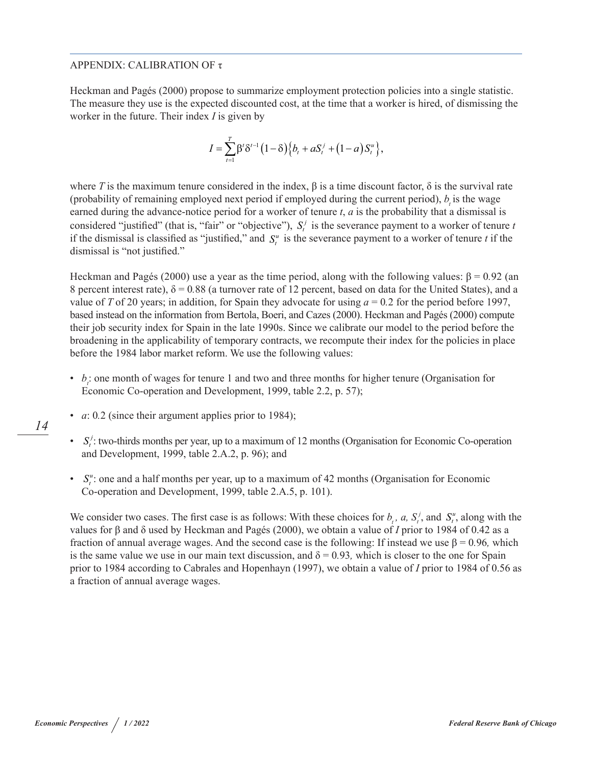## APPENDIX: CALIBRATION OF $\tau$

Heckman and Pagés (2000) propose to summarize employment protection policies into a single statistic. The measure they use is the expected discounted cost, at the time that a worker is hired, of dismissing the worker in the future. Their index $I$ is given by

$$I = \sum_{t=1}^{T} \beta^{t} \delta^{t-1} (1-\delta) \left\{ b_t + a S_t^j + (1-a) S_t^u \right\},$$

where $T$ is the maximum tenure considered in the index, $\beta$ is a time discount factor, $\delta$ is the survival rate (probability of remaining employed next period if employed during the current period), $b_t$ is the wage earned during the advance-notice period for a worker of tenure $t$, $a$ is the probability that a dismissal is considered "justified" (that is, "fair" or "objective"), $S_t^j$ is the severance payment to a worker of tenure $t$ if the dismissal is classified as "justified," and $S_t^u$ is the severance payment to a worker of tenure $t$ if the dismissal is "not justified."

Heckman and Pagés (2000) use a year as the time period, along with the following values: $\beta = 0.92$ (an 8 percent interest rate), $\delta = 0.88$ (a turnover rate of 12 percent, based on data for the United States), and a value of $T$ of 20 years; in addition, for Spain they advocate for using $a = 0.2$ for the period before 1997, based instead on the information from Bertola, Boeri, and Cazes (2000). Heckman and Pagés (2000) compute their job security index for Spain in the late 1990s. Since we calibrate our model to the period before the broadening in the applicability of temporary contracts, we recompute their index for the policies in place before the 1984 labor market reform. We use the following values:

- $b_t$: one month of wages for tenure 1 and two and three months for higher tenure (Organisation for Economic Co-operation and Development, 1999, table 2.2, p. 57);
- $a$: 0.2 (since their argument applies prior to 1984);
- $S_t^j$: two-thirds months per year, up to a maximum of 12 months (Organisation for Economic Co-operation and Development, 1999, table 2.A.2, p. 96); and
- $S_t^u$: one and a half months per year, up to a maximum of 42 months (Organisation for Economic Co-operation and Development, 1999, table 2.A.5, p. 101).

We consider two cases. The first case is as follows: With these choices for $b_t$, $a$, $S_t^j$, and $S_t^u$, along with the values for $\beta$ and $\delta$ used by Heckman and Pagés (2000), we obtain a value of $I$ prior to 1984 of 0.42 as a fraction of annual average wages. And the second case is the following: If instead we use $\beta = 0.96$, which is the same value we use in our main text discussion, and $\delta = 0.93$, which is closer to the one for Spain prior to 1984 according to Cabrales and Hopenhayn (1997), we obtain a value of $I$ prior to 1984 of 0.56 as a fraction of annual average wages.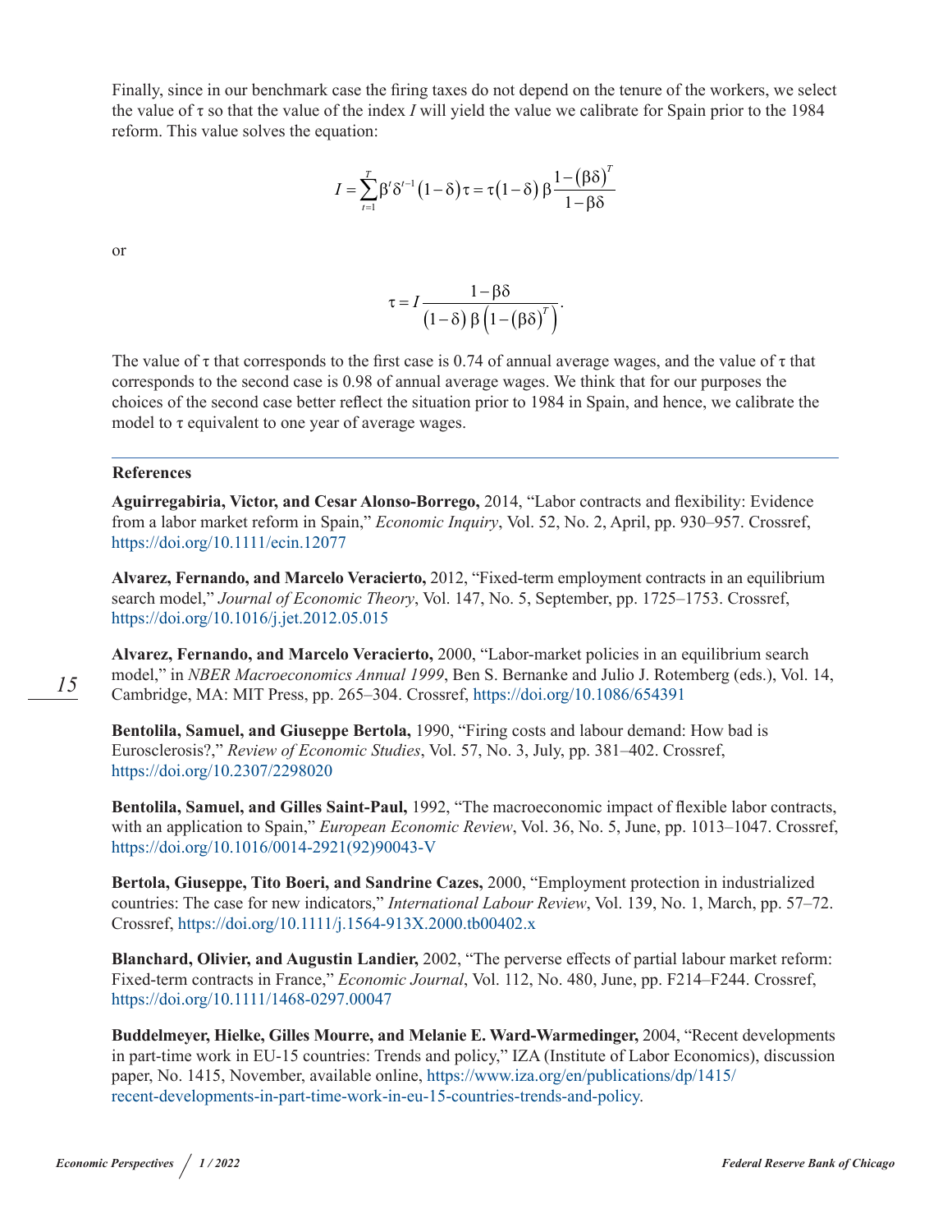Finally, since in our benchmark case the firing taxes do not depend on the tenure of the workers, we select the value of $\tau$ so that the value of the index $I$ will yield the value we calibrate for Spain prior to the 1984 reform. This value solves the equation:

$$I = \sum_{t=1}^{T} \beta^{t} \delta^{t-1} (1-\delta) \tau = \tau (1-\delta) \beta \frac{1-(\beta\delta)^{T}}{1-\beta\delta}$$

or

$$\tau = I \frac{1-\beta\delta}{(1-\delta)\beta\left(1-(\beta\delta)^{T}\right)}.$$

The value of $\tau$ that corresponds to the first case is 0.74 of annual average wages, and the value of $\tau$ that corresponds to the second case is 0.98 of annual average wages. We think that for our purposes the choices of the second case better reflect the situation prior to 1984 in Spain, and hence, we calibrate the model to $\tau$ equivalent to one year of average wages.

---

**References**

**Aguirregabiria, Victor, and Cesar Alonso-Borrego,** 2014, "Labor contracts and flexibility: Evidence from a labor market reform in Spain," *Economic Inquiry*, Vol. 52, No. 2, April, pp. 930–957. Crossref, https://doi.org/10.1111/ecin.12077

**Alvarez, Fernando, and Marcelo Veracierto,** 2012, "Fixed-term employment contracts in an equilibrium search model," *Journal of Economic Theory*, Vol. 147, No. 5, September, pp. 1725–1753. Crossref, https://doi.org/10.1016/j.jet.2012.05.015

**Alvarez, Fernando, and Marcelo Veracierto,** 2000, "Labor-market policies in an equilibrium search model," in *NBER Macroeconomics Annual 1999*, Ben S. Bernanke and Julio J. Rotemberg (eds.), Vol. 14, Cambridge, MA: MIT Press, pp. 265–304. Crossref, https://doi.org/10.1086/654391

**Bentolila, Samuel, and Giuseppe Bertola,** 1990, "Firing costs and labour demand: How bad is Eurosclerosis?," *Review of Economic Studies*, Vol. 57, No. 3, July, pp. 381–402. Crossref, https://doi.org/10.2307/2298020

**Bentolila, Samuel, and Gilles Saint-Paul,** 1992, "The macroeconomic impact of flexible labor contracts, with an application to Spain," *European Economic Review*, Vol. 36, No. 5, June, pp. 1013–1047. Crossref, https://doi.org/10.1016/0014-2921(92)90043-V

**Bertola, Giuseppe, Tito Boeri, and Sandrine Cazes,** 2000, "Employment protection in industrialized countries: The case for new indicators," *International Labour Review*, Vol. 139, No. 1, March, pp. 57–72. Crossref, https://doi.org/10.1111/j.1564-913X.2000.tb00402.x

**Blanchard, Olivier, and Augustin Landier,** 2002, "The perverse effects of partial labour market reform: Fixed-term contracts in France," *Economic Journal*, Vol. 112, No. 480, June, pp. F214–F244. Crossref, https://doi.org/10.1111/1468-0297.00047

**Buddelmeyer, Hielke, Gilles Mourre, and Melanie E. Ward-Warmedinger,** 2004, "Recent developments in part-time work in EU-15 countries: Trends and policy," IZA (Institute of Labor Economics), discussion paper, No. 1415, November, available online, https://www.iza.org/en/publications/dp/1415/recent-developments-in-part-time-work-in-eu-15-countries-trends-and-policy.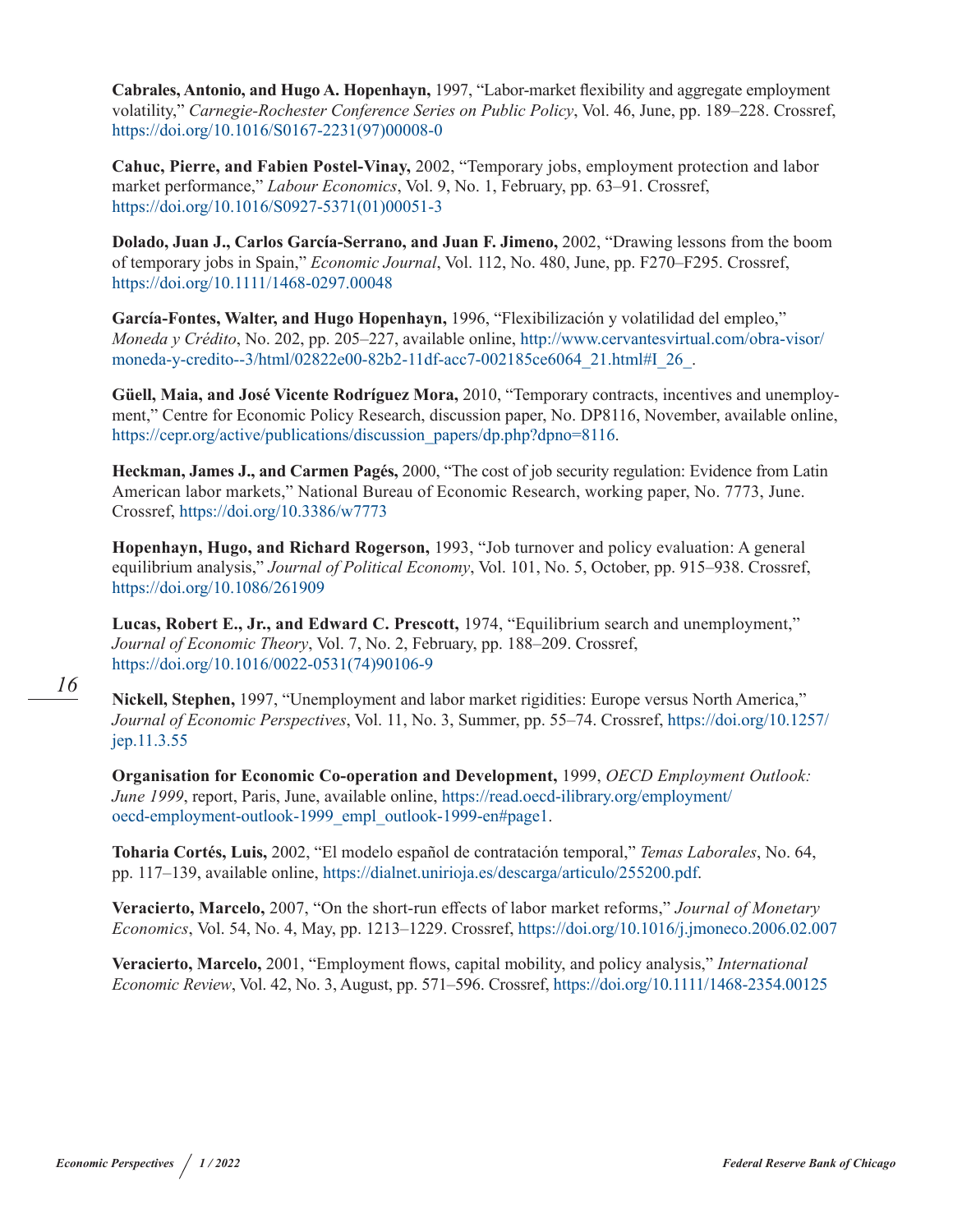**Cabrales, Antonio, and Hugo A. Hopenhayn,** 1997, "Labor-market flexibility and aggregate employment volatility," *Carnegie-Rochester Conference Series on Public Policy*, Vol. 46, June, pp. 189–228. Crossref, https://doi.org/10.1016/S0167-2231(97)00008-0

**Cahuc, Pierre, and Fabien Postel-Vinay,** 2002, "Temporary jobs, employment protection and labor market performance," *Labour Economics*, Vol. 9, No. 1, February, pp. 63–91. Crossref, https://doi.org/10.1016/S0927-5371(01)00051-3

**Dolado, Juan J., Carlos García-Serrano, and Juan F. Jimeno,** 2002, "Drawing lessons from the boom of temporary jobs in Spain," *Economic Journal*, Vol. 112, No. 480, June, pp. F270–F295. Crossref, https://doi.org/10.1111/1468-0297.00048

**García-Fontes, Walter, and Hugo Hopenhayn,** 1996, "Flexibilización y volatilidad del empleo," *Moneda y Crédito*, No. 202, pp. 205–227, available online, http://www.cervantesvirtual.com/obra-visor/moneda-y-credito--3/html/02822e00-82b2-11df-acc7-002185ce6064_21.html#I_26_.

**Güell, Maia, and José Vicente Rodríguez Mora,** 2010, "Temporary contracts, incentives and unemployment," Centre for Economic Policy Research, discussion paper, No. DP8116, November, available online, https://cepr.org/active/publications/discussion_papers/dp.php?dpno=8116.

**Heckman, James J., and Carmen Pagés,** 2000, "The cost of job security regulation: Evidence from Latin American labor markets," National Bureau of Economic Research, working paper, No. 7773, June. Crossref, https://doi.org/10.3386/w7773

**Hopenhayn, Hugo, and Richard Rogerson,** 1993, "Job turnover and policy evaluation: A general equilibrium analysis," *Journal of Political Economy*, Vol. 101, No. 5, October, pp. 915–938. Crossref, https://doi.org/10.1086/261909

**Lucas, Robert E., Jr., and Edward C. Prescott,** 1974, "Equilibrium search and unemployment," *Journal of Economic Theory*, Vol. 7, No. 2, February, pp. 188–209. Crossref, https://doi.org/10.1016/0022-0531(74)90106-9

**Nickell, Stephen,** 1997, "Unemployment and labor market rigidities: Europe versus North America," *Journal of Economic Perspectives*, Vol. 11, No. 3, Summer, pp. 55–74. Crossref, https://doi.org/10.1257/jep.11.3.55

**Organisation for Economic Co-operation and Development,** 1999, *OECD Employment Outlook: June 1999*, report, Paris, June, available online, https://read.oecd-ilibrary.org/employment/oecd-employment-outlook-1999_empl_outlook-1999-en#page1.

**Toharia Cortés, Luis,** 2002, "El modelo español de contratación temporal," *Temas Laborales*, No. 64, pp. 117–139, available online, https://dialnet.unirioja.es/descarga/articulo/255200.pdf.

**Veracierto, Marcelo,** 2007, "On the short-run effects of labor market reforms," *Journal of Monetary Economics*, Vol. 54, No. 4, May, pp. 1213–1229. Crossref, https://doi.org/10.1016/j.jmoneco.2006.02.007

**Veracierto, Marcelo,** 2001, "Employment flows, capital mobility, and policy analysis," *International Economic Review*, Vol. 42, No. 3, August, pp. 571–596. Crossref, https://doi.org/10.1111/1468-2354.00125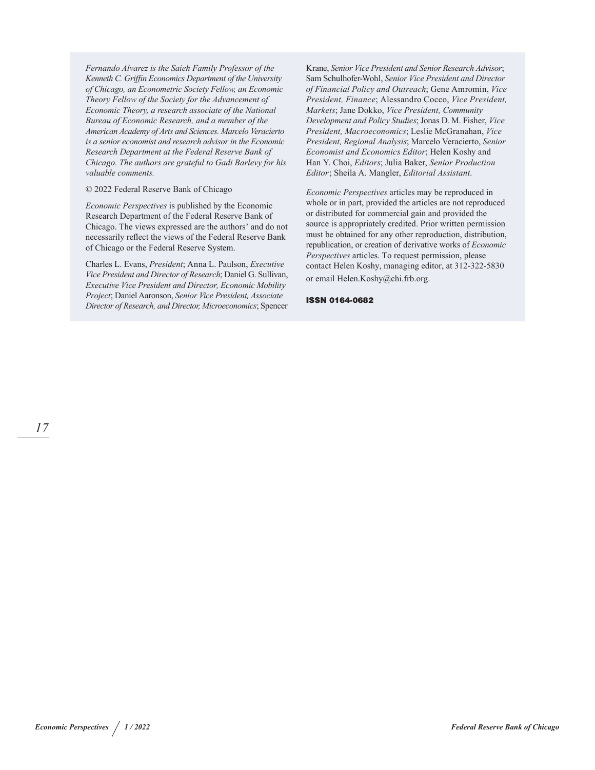*Fernando Alvarez is the Saieh Family Professor of the Kenneth C. Griffin Economics Department of the University of Chicago, an Econometric Society Fellow, an Economic Theory Fellow of the Society for the Advancement of Economic Theory, a research associate of the National Bureau of Economic Research, and a member of the American Academy of Arts and Sciences. Marcelo Veracierto is a senior economist and research advisor in the Economic Research Department at the Federal Reserve Bank of Chicago. The authors are grateful to Gadi Barlevy for his valuable comments.*

© 2022 Federal Reserve Bank of Chicago

*Economic Perspectives* is published by the Economic Research Department of the Federal Reserve Bank of Chicago. The views expressed are the authors' and do not necessarily reflect the views of the Federal Reserve Bank of Chicago or the Federal Reserve System.

Charles L. Evans, *President*; Anna L. Paulson, *Executive Vice President and Director of Research*; Daniel G. Sullivan, *Executive Vice President and Director, Economic Mobility Project*; Daniel Aaronson, *Senior Vice President, Associate Director of Research, and Director, Microeconomics*; Spencer Krane, *Senior Vice President and Senior Research Advisor*; Sam Schulhofer-Wohl, *Senior Vice President and Director of Financial Policy and Outreach*; Gene Amromin, *Vice President, Finance*; Alessandro Cocco, *Vice President, Markets*; Jane Dokko, *Vice President, Community Development and Policy Studies*; Jonas D. M. Fisher, *Vice President, Macroeconomics*; Leslie McGranahan, *Vice President, Regional Analysis*; Marcelo Veracierto, *Senior Economist and Economics Editor*; Helen Koshy and Han Y. Choi, *Editors*; Julia Baker, *Senior Production Editor*; Sheila A. Mangler, *Editorial Assistant*.

*Economic Perspectives* articles may be reproduced in whole or in part, provided the articles are not reproduced or distributed for commercial gain and provided the source is appropriately credited. Prior written permission must be obtained for any other reproduction, distribution, republication, or creation of derivative works of *Economic Perspectives* articles. To request permission, please contact Helen Koshy, managing editor, at 312-322-5830 or email Helen.Koshy@chi.frb.org.

**ISSN 0164-0682**